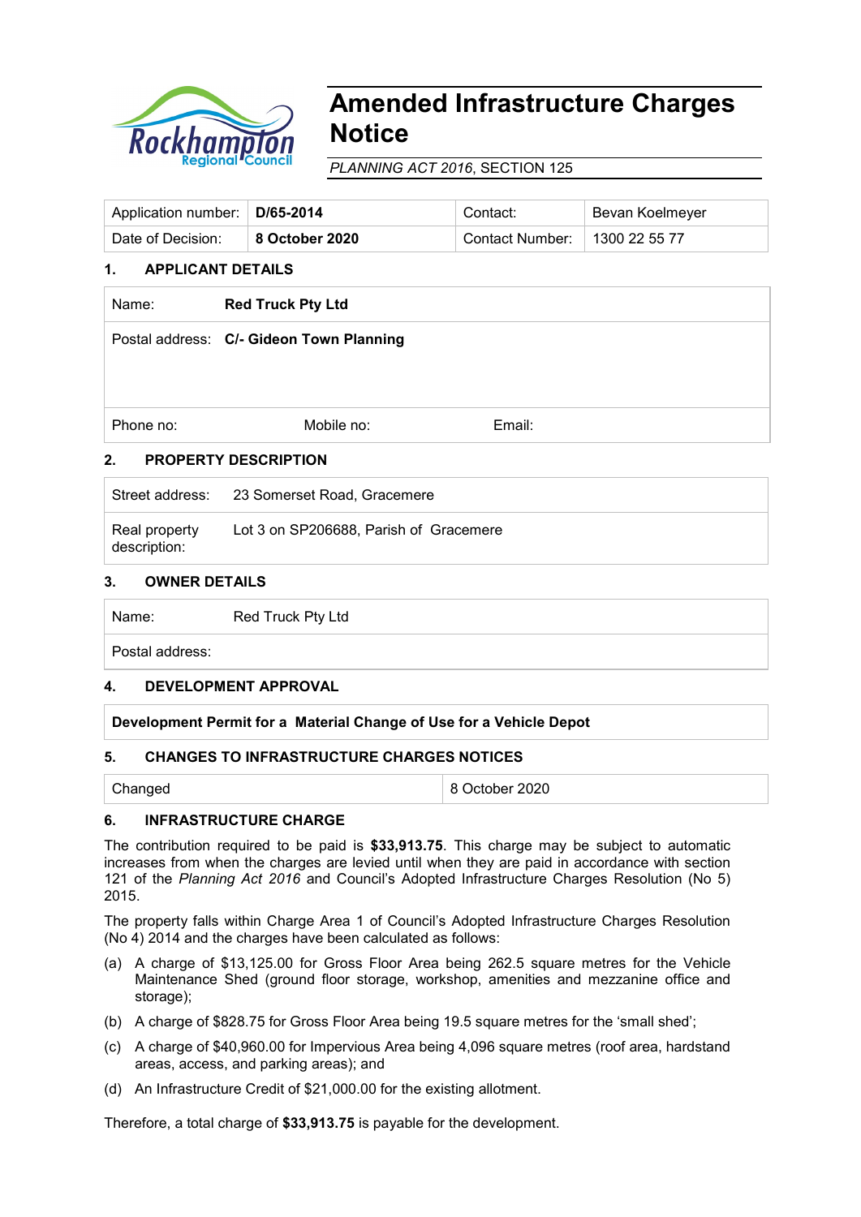# Amended Infrastructure Charges Notice

*PLANNING ACT 2016*, SECTION 125

| Application number: | **D/65-2014** | Contact: | Bevan Koelmeyer |
|---|---|---|---|
| Date of Decision: | **8 October 2020** | Contact Number: | 1300 22 55 77 |

## 1. APPLICANT DETAILS

| | | | |
|---|---|---|---|
| Name: | **Red Truck Pty Ltd** | | |
| Postal address: | **C/- Gideon Town Planning** | | |
| Phone no: | Mobile no: | Email: | |

## 2. PROPERTY DESCRIPTION

| | |
|---|---|
| Street address: | 23 Somerset Road, Gracemere |
| Real property description: | Lot 3 on SP206688, Parish of Gracemere |

## 3. OWNER DETAILS

| | |
|---|---|
| Name: | Red Truck Pty Ltd |
| Postal address: | |

## 4. DEVELOPMENT APPROVAL

**Development Permit for a Material Change of Use for a Vehicle Depot**

## 5. CHANGES TO INFRASTRUCTURE CHARGES NOTICES

| | |
|---|---|
| Changed | 8 October 2020 |

## 6. INFRASTRUCTURE CHARGE

The contribution required to be paid is **$33,913.75**. This charge may be subject to automatic increases from when the charges are levied until when they are paid in accordance with section 121 of the *Planning Act 2016* and Council's Adopted Infrastructure Charges Resolution (No 5) 2015.

The property falls within Charge Area 1 of Council's Adopted Infrastructure Charges Resolution (No 4) 2014 and the charges have been calculated as follows:

(a) A charge of $13,125.00 for Gross Floor Area being 262.5 square metres for the Vehicle Maintenance Shed (ground floor storage, workshop, amenities and mezzanine office and storage);

(b) A charge of $828.75 for Gross Floor Area being 19.5 square metres for the 'small shed';

(c) A charge of $40,960.00 for Impervious Area being 4,096 square metres (roof area, hardstand areas, access, and parking areas); and

(d) An Infrastructure Credit of $21,000.00 for the existing allotment.

Therefore, a total charge of **$33,913.75** is payable for the development.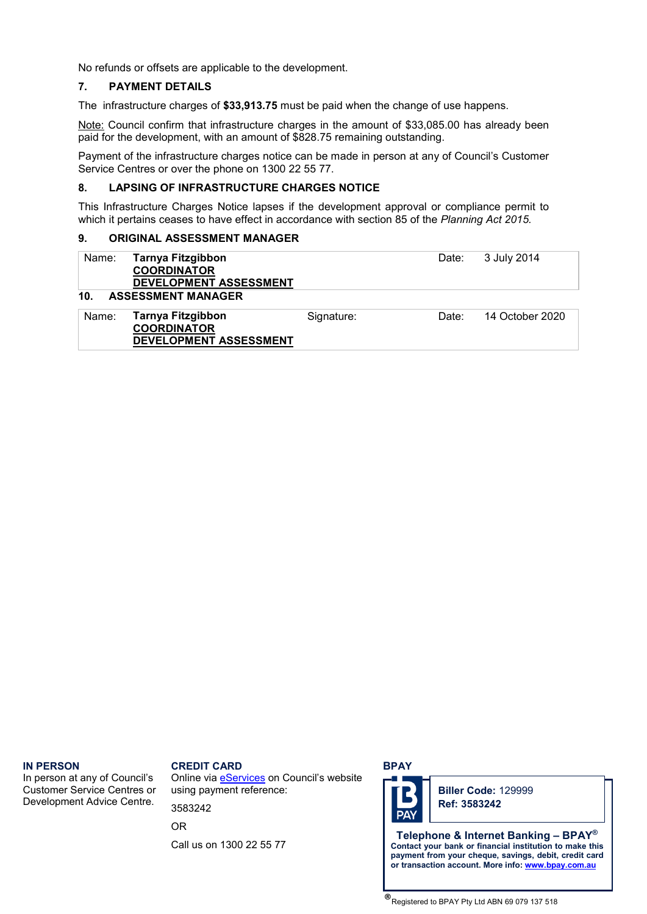No refunds or offsets are applicable to the development.

## 7. PAYMENT DETAILS

The infrastructure charges of **$33,913.75** must be paid when the change of use happens.

Note: Council confirm that infrastructure charges in the amount of $33,085.00 has already been paid for the development, with an amount of $828.75 remaining outstanding.

Payment of the infrastructure charges notice can be made in person at any of Council's Customer Service Centres or over the phone on 1300 22 55 77.

## 8. LAPSING OF INFRASTRUCTURE CHARGES NOTICE

This Infrastructure Charges Notice lapses if the development approval or compliance permit to which it pertains ceases to have effect in accordance with section 85 of the *Planning Act 2015.*

## 9. ORIGINAL ASSESSMENT MANAGER

| | | | |
|---|---|---|---|
| Name: | **Tarnya Fitzgibbon** **COORDINATOR DEVELOPMENT ASSESSMENT** | Date: | 3 July 2014 |

## 10. ASSESSMENT MANAGER

| | | | | |
|---|---|---|---|---|
| Name: | **Tarnya Fitzgibbon** **COORDINATOR DEVELOPMENT ASSESSMENT** | Signature: | Date: | 14 October 2020 |

**IN PERSON**

In person at any of Council's Customer Service Centres or Development Advice Centre.

**CREDIT CARD**

Online via eServices on Council's website using payment reference:

3583242

OR

Call us on 1300 22 55 77

**BPAY**

**Biller Code:** 129999
**Ref: 3583242**

**Telephone & Internet Banking – BPAY®**
**Contact your bank or financial institution to make this payment from your cheque, savings, debit, credit card or transaction account. More info: www.bpay.com.au**

® Registered to BPAY Pty Ltd ABN 69 079 137 518